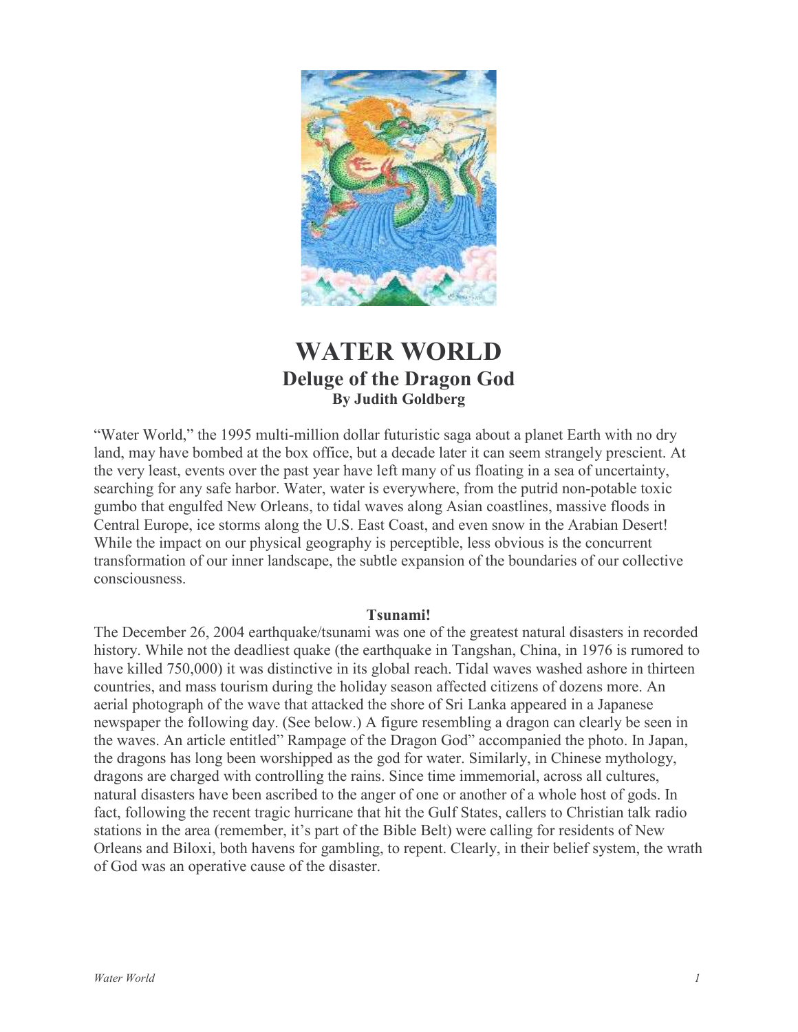# WATER WORLD

## Deluge of the Dragon God

### By Judith Goldberg

"Water World," the 1995 multi-million dollar futuristic saga about a planet Earth with no dry land, may have bombed at the box office, but a decade later it can seem strangely prescient. At the very least, events over the past year have left many of us floating in a sea of uncertainty, searching for any safe harbor. Water, water is everywhere, from the putrid non-potable toxic gumbo that engulfed New Orleans, to tidal waves along Asian coastlines, massive floods in Central Europe, ice storms along the U.S. East Coast, and even snow in the Arabian Desert! While the impact on our physical geography is perceptible, less obvious is the concurrent transformation of our inner landscape, the subtle expansion of the boundaries of our collective consciousness.

**Tsunami!**

The December 26, 2004 earthquake/tsunami was one of the greatest natural disasters in recorded history. While not the deadliest quake (the earthquake in Tangshan, China, in 1976 is rumored to have killed 750,000) it was distinctive in its global reach. Tidal waves washed ashore in thirteen countries, and mass tourism during the holiday season affected citizens of dozens more. An aerial photograph of the wave that attacked the shore of Sri Lanka appeared in a Japanese newspaper the following day. (See below.) A figure resembling a dragon can clearly be seen in the waves. An article entitled" Rampage of the Dragon God" accompanied the photo. In Japan, the dragons has long been worshipped as the god for water. Similarly, in Chinese mythology, dragons are charged with controlling the rains. Since time immemorial, across all cultures, natural disasters have been ascribed to the anger of one or another of a whole host of gods. In fact, following the recent tragic hurricane that hit the Gulf States, callers to Christian talk radio stations in the area (remember, it's part of the Bible Belt) were calling for residents of New Orleans and Biloxi, both havens for gambling, to repent. Clearly, in their belief system, the wrath of God was an operative cause of the disaster.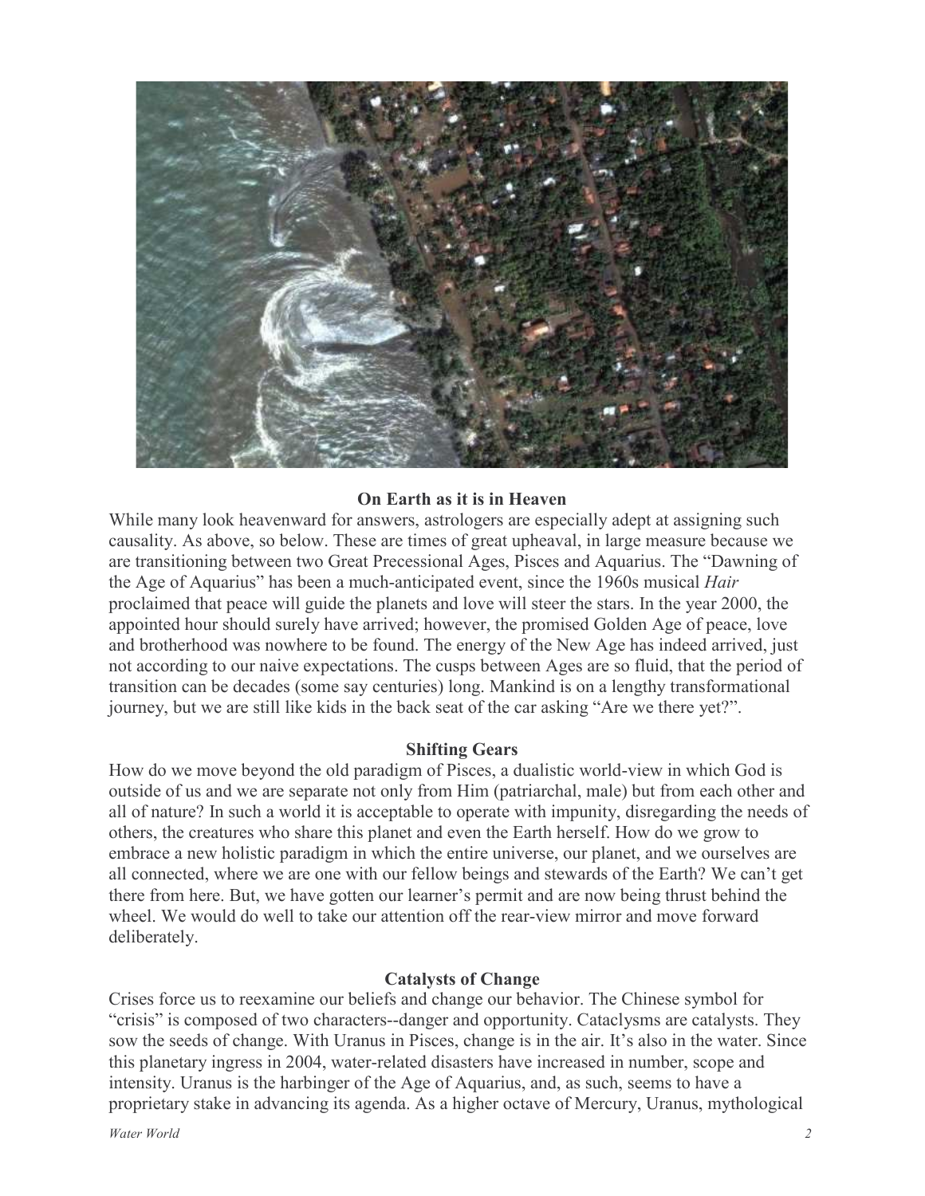### On Earth as it is in Heaven

While many look heavenward for answers, astrologers are especially adept at assigning such causality. As above, so below. These are times of great upheaval, in large measure because we are transitioning between two Great Precessional Ages, Pisces and Aquarius. The "Dawning of the Age of Aquarius" has been a much-anticipated event, since the 1960s musical *Hair* proclaimed that peace will guide the planets and love will steer the stars. In the year 2000, the appointed hour should surely have arrived; however, the promised Golden Age of peace, love and brotherhood was nowhere to be found. The energy of the New Age has indeed arrived, just not according to our naive expectations. The cusps between Ages are so fluid, that the period of transition can be decades (some say centuries) long. Mankind is on a lengthy transformational journey, but we are still like kids in the back seat of the car asking "Are we there yet?".

### Shifting Gears

How do we move beyond the old paradigm of Pisces, a dualistic world-view in which God is outside of us and we are separate not only from Him (patriarchal, male) but from each other and all of nature? In such a world it is acceptable to operate with impunity, disregarding the needs of others, the creatures who share this planet and even the Earth herself. How do we grow to embrace a new holistic paradigm in which the entire universe, our planet, and we ourselves are all connected, where we are one with our fellow beings and stewards of the Earth? We can't get there from here. But, we have gotten our learner's permit and are now being thrust behind the wheel. We would do well to take our attention off the rear-view mirror and move forward deliberately.

### Catalysts of Change

Crises force us to reexamine our beliefs and change our behavior. The Chinese symbol for "crisis" is composed of two characters--danger and opportunity. Cataclysms are catalysts. They sow the seeds of change. With Uranus in Pisces, change is in the air. It's also in the water. Since this planetary ingress in 2004, water-related disasters have increased in number, scope and intensity. Uranus is the harbinger of the Age of Aquarius, and, as such, seems to have a proprietary stake in advancing its agenda. As a higher octave of Mercury, Uranus, mythological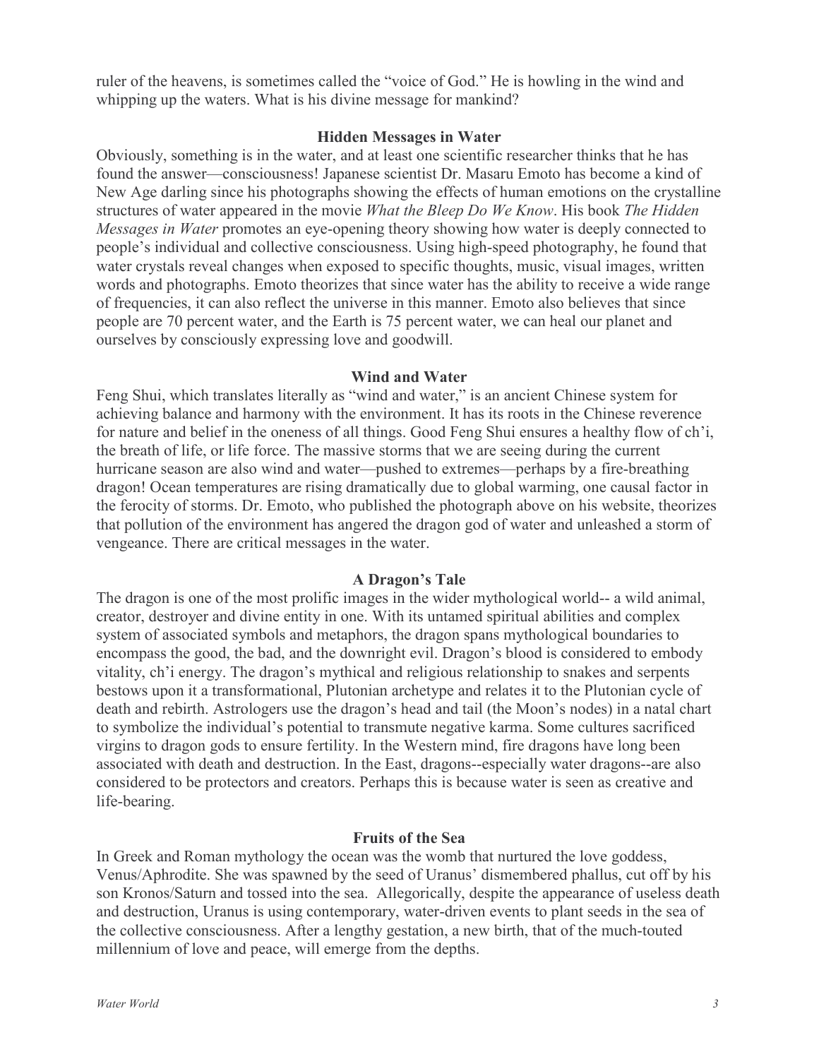ruler of the heavens, is sometimes called the "voice of God." He is howling in the wind and whipping up the waters. What is his divine message for mankind?

### Hidden Messages in Water

Obviously, something is in the water, and at least one scientific researcher thinks that he has found the answer—consciousness! Japanese scientist Dr. Masaru Emoto has become a kind of New Age darling since his photographs showing the effects of human emotions on the crystalline structures of water appeared in the movie *What the Bleep Do We Know*. His book *The Hidden Messages in Water* promotes an eye-opening theory showing how water is deeply connected to people's individual and collective consciousness. Using high-speed photography, he found that water crystals reveal changes when exposed to specific thoughts, music, visual images, written words and photographs. Emoto theorizes that since water has the ability to receive a wide range of frequencies, it can also reflect the universe in this manner. Emoto also believes that since people are 70 percent water, and the Earth is 75 percent water, we can heal our planet and ourselves by consciously expressing love and goodwill.

### Wind and Water

Feng Shui, which translates literally as "wind and water," is an ancient Chinese system for achieving balance and harmony with the environment. It has its roots in the Chinese reverence for nature and belief in the oneness of all things. Good Feng Shui ensures a healthy flow of ch'i, the breath of life, or life force. The massive storms that we are seeing during the current hurricane season are also wind and water—pushed to extremes—perhaps by a fire-breathing dragon! Ocean temperatures are rising dramatically due to global warming, one causal factor in the ferocity of storms. Dr. Emoto, who published the photograph above on his website, theorizes that pollution of the environment has angered the dragon god of water and unleashed a storm of vengeance. There are critical messages in the water.

### A Dragon's Tale

The dragon is one of the most prolific images in the wider mythological world-- a wild animal, creator, destroyer and divine entity in one. With its untamed spiritual abilities and complex system of associated symbols and metaphors, the dragon spans mythological boundaries to encompass the good, the bad, and the downright evil. Dragon's blood is considered to embody vitality, ch'i energy. The dragon's mythical and religious relationship to snakes and serpents bestows upon it a transformational, Plutonian archetype and relates it to the Plutonian cycle of death and rebirth. Astrologers use the dragon's head and tail (the Moon's nodes) in a natal chart to symbolize the individual's potential to transmute negative karma. Some cultures sacrificed virgins to dragon gods to ensure fertility. In the Western mind, fire dragons have long been associated with death and destruction. In the East, dragons--especially water dragons--are also considered to be protectors and creators. Perhaps this is because water is seen as creative and life-bearing.

### Fruits of the Sea

In Greek and Roman mythology the ocean was the womb that nurtured the love goddess, Venus/Aphrodite. She was spawned by the seed of Uranus' dismembered phallus, cut off by his son Kronos/Saturn and tossed into the sea. Allegorically, despite the appearance of useless death and destruction, Uranus is using contemporary, water-driven events to plant seeds in the sea of the collective consciousness. After a lengthy gestation, a new birth, that of the much-touted millennium of love and peace, will emerge from the depths.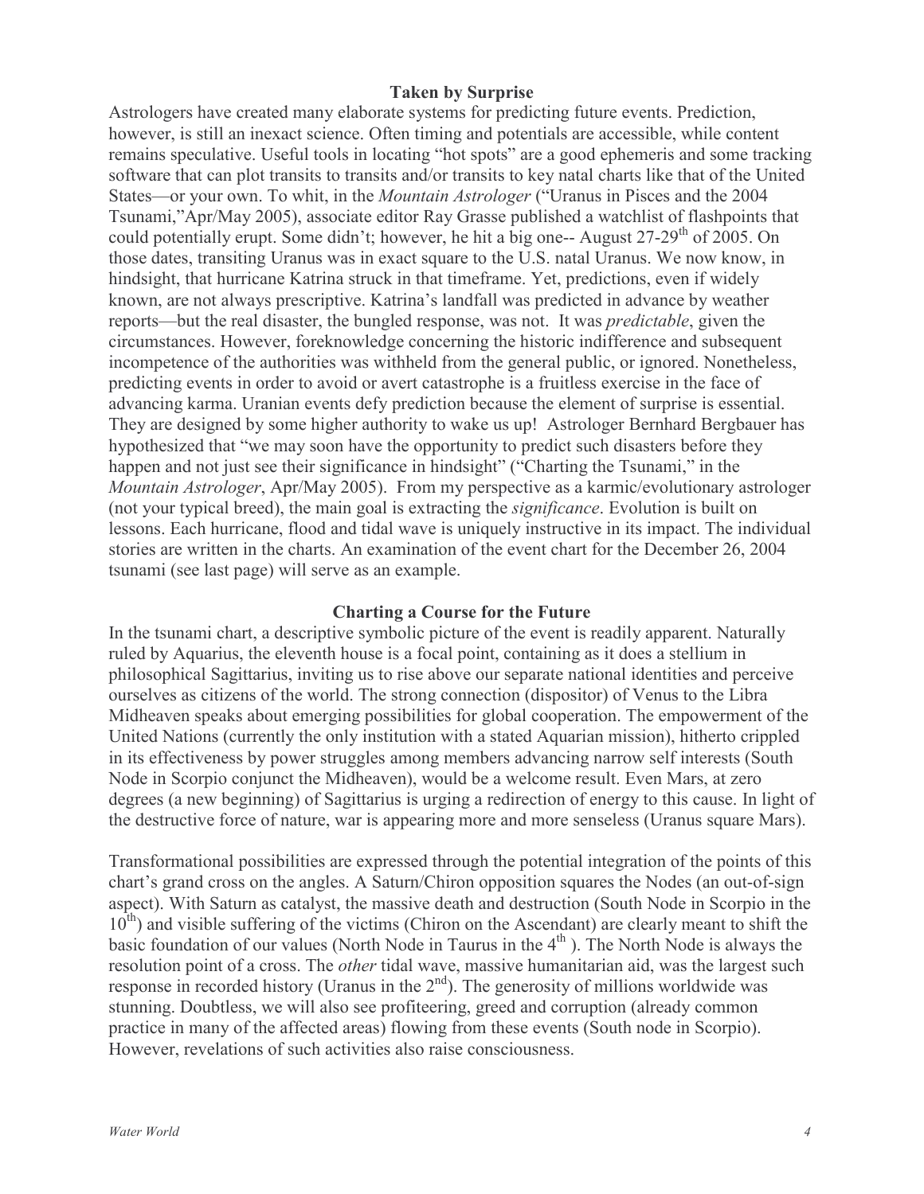## Taken by Surprise

Astrologers have created many elaborate systems for predicting future events. Prediction, however, is still an inexact science. Often timing and potentials are accessible, while content remains speculative. Useful tools in locating "hot spots" are a good ephemeris and some tracking software that can plot transits to transits and/or transits to key natal charts like that of the United States—or your own. To whit, in the *Mountain Astrologer* ("Uranus in Pisces and the 2004 Tsunami,"Apr/May 2005), associate editor Ray Grasse published a watchlist of flashpoints that could potentially erupt. Some didn't; however, he hit a big one-- August 27-29th of 2005. On those dates, transiting Uranus was in exact square to the U.S. natal Uranus. We now know, in hindsight, that hurricane Katrina struck in that timeframe. Yet, predictions, even if widely known, are not always prescriptive. Katrina's landfall was predicted in advance by weather reports—but the real disaster, the bungled response, was not. It was *predictable*, given the circumstances. However, foreknowledge concerning the historic indifference and subsequent incompetence of the authorities was withheld from the general public, or ignored. Nonetheless, predicting events in order to avoid or avert catastrophe is a fruitless exercise in the face of advancing karma. Uranian events defy prediction because the element of surprise is essential. They are designed by some higher authority to wake us up! Astrologer Bernhard Bergbauer has hypothesized that "we may soon have the opportunity to predict such disasters before they happen and not just see their significance in hindsight" ("Charting the Tsunami," in the *Mountain Astrologer*, Apr/May 2005). From my perspective as a karmic/evolutionary astrologer (not your typical breed), the main goal is extracting the *significance*. Evolution is built on lessons. Each hurricane, flood and tidal wave is uniquely instructive in its impact. The individual stories are written in the charts. An examination of the event chart for the December 26, 2004 tsunami (see last page) will serve as an example.

## Charting a Course for the Future

In the tsunami chart, a descriptive symbolic picture of the event is readily apparent. Naturally ruled by Aquarius, the eleventh house is a focal point, containing as it does a stellium in philosophical Sagittarius, inviting us to rise above our separate national identities and perceive ourselves as citizens of the world. The strong connection (dispositor) of Venus to the Libra Midheaven speaks about emerging possibilities for global cooperation. The empowerment of the United Nations (currently the only institution with a stated Aquarian mission), hitherto crippled in its effectiveness by power struggles among members advancing narrow self interests (South Node in Scorpio conjunct the Midheaven), would be a welcome result. Even Mars, at zero degrees (a new beginning) of Sagittarius is urging a redirection of energy to this cause. In light of the destructive force of nature, war is appearing more and more senseless (Uranus square Mars).

Transformational possibilities are expressed through the potential integration of the points of this chart's grand cross on the angles. A Saturn/Chiron opposition squares the Nodes (an out-of-sign aspect). With Saturn as catalyst, the massive death and destruction (South Node in Scorpio in the 10th) and visible suffering of the victims (Chiron on the Ascendant) are clearly meant to shift the basic foundation of our values (North Node in Taurus in the 4th ). The North Node is always the resolution point of a cross. The *other* tidal wave, massive humanitarian aid, was the largest such response in recorded history (Uranus in the 2nd). The generosity of millions worldwide was stunning. Doubtless, we will also see profiteering, greed and corruption (already common practice in many of the affected areas) flowing from these events (South node in Scorpio). However, revelations of such activities also raise consciousness.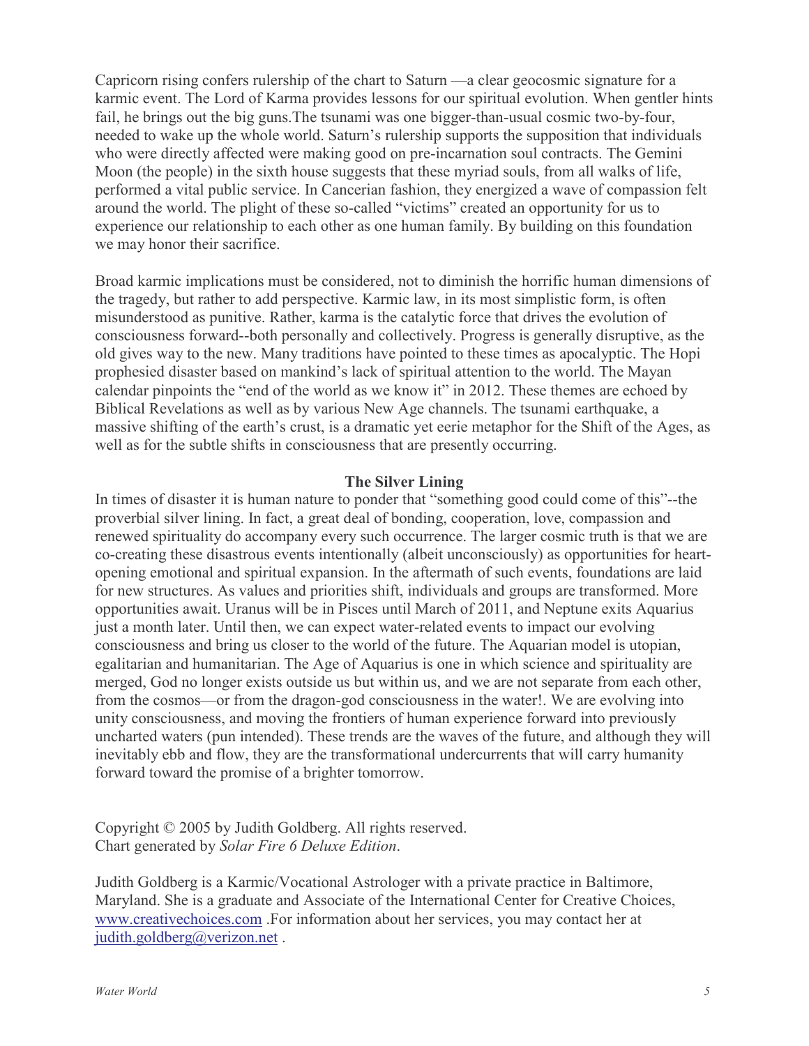Capricorn rising confers rulership of the chart to Saturn —a clear geocosmic signature for a karmic event. The Lord of Karma provides lessons for our spiritual evolution. When gentler hints fail, he brings out the big guns.The tsunami was one bigger-than-usual cosmic two-by-four, needed to wake up the whole world. Saturn's rulership supports the supposition that individuals who were directly affected were making good on pre-incarnation soul contracts. The Gemini Moon (the people) in the sixth house suggests that these myriad souls, from all walks of life, performed a vital public service. In Cancerian fashion, they energized a wave of compassion felt around the world. The plight of these so-called "victims" created an opportunity for us to experience our relationship to each other as one human family. By building on this foundation we may honor their sacrifice.

Broad karmic implications must be considered, not to diminish the horrific human dimensions of the tragedy, but rather to add perspective. Karmic law, in its most simplistic form, is often misunderstood as punitive. Rather, karma is the catalytic force that drives the evolution of consciousness forward--both personally and collectively. Progress is generally disruptive, as the old gives way to the new. Many traditions have pointed to these times as apocalyptic. The Hopi prophesied disaster based on mankind's lack of spiritual attention to the world. The Mayan calendar pinpoints the "end of the world as we know it" in 2012. These themes are echoed by Biblical Revelations as well as by various New Age channels. The tsunami earthquake, a massive shifting of the earth's crust, is a dramatic yet eerie metaphor for the Shift of the Ages, as well as for the subtle shifts in consciousness that are presently occurring.

## The Silver Lining

In times of disaster it is human nature to ponder that "something good could come of this"--the proverbial silver lining. In fact, a great deal of bonding, cooperation, love, compassion and renewed spirituality do accompany every such occurrence. The larger cosmic truth is that we are co-creating these disastrous events intentionally (albeit unconsciously) as opportunities for heart-opening emotional and spiritual expansion. In the aftermath of such events, foundations are laid for new structures. As values and priorities shift, individuals and groups are transformed. More opportunities await. Uranus will be in Pisces until March of 2011, and Neptune exits Aquarius just a month later. Until then, we can expect water-related events to impact our evolving consciousness and bring us closer to the world of the future. The Aquarian model is utopian, egalitarian and humanitarian. The Age of Aquarius is one in which science and spirituality are merged, God no longer exists outside us but within us, and we are not separate from each other, from the cosmos—or from the dragon-god consciousness in the water!. We are evolving into unity consciousness, and moving the frontiers of human experience forward into previously uncharted waters (pun intended). These trends are the waves of the future, and although they will inevitably ebb and flow, they are the transformational undercurrents that will carry humanity forward toward the promise of a brighter tomorrow.

Copyright © 2005 by Judith Goldberg. All rights reserved.
Chart generated by *Solar Fire 6 Deluxe Edition*.

Judith Goldberg is a Karmic/Vocational Astrologer with a private practice in Baltimore, Maryland. She is a graduate and Associate of the International Center for Creative Choices, www.creativechoices.com .For information about her services, you may contact her at judith.goldberg@verizon.net .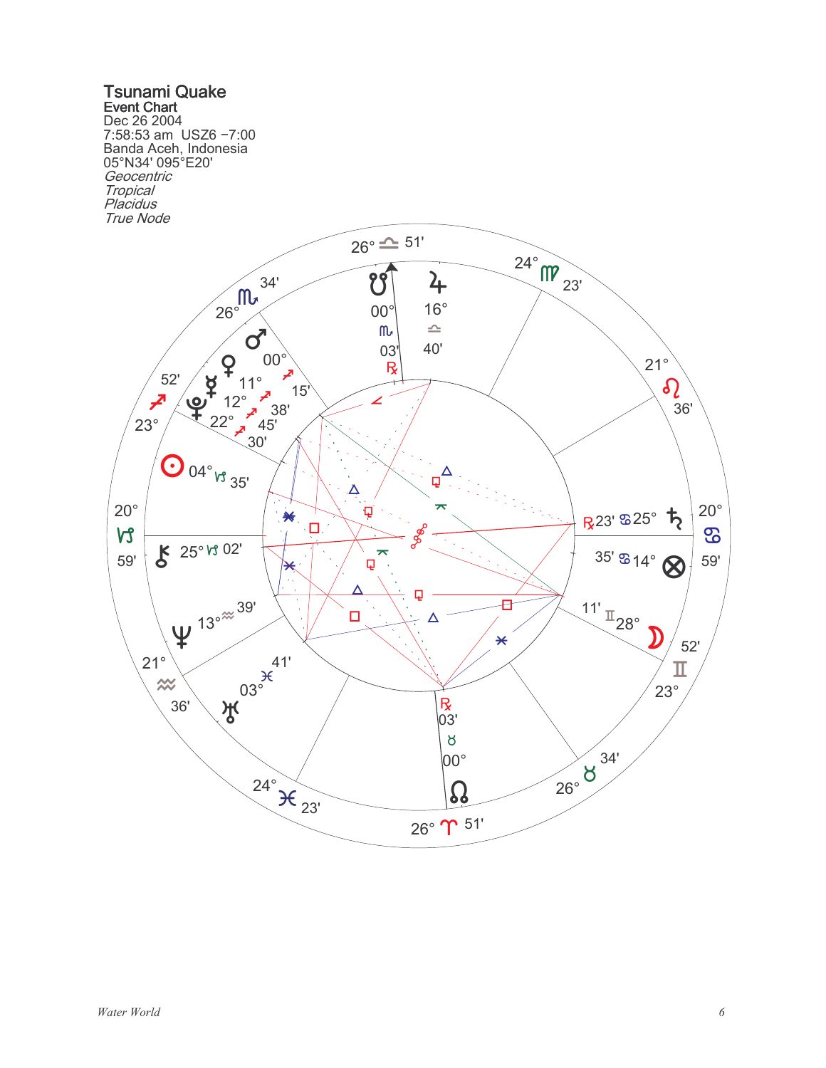**Tsunami Quake**
**Event Chart**
Dec 26 2004
7:58:53 am USZ6 −7:00
Banda Aceh, Indonesia
05°N34' 095°E20'
*Geocentric*
*Tropical*
*Placidus*
*True Node*

26° ♎ 51'
24° ♍ 23'
21° ♌ 36'
20° ♋ 59'
23° ♊ 52'
26° ♉ 34'
26° ♈ 51'
24° ♓ 23'
21° ♒ 36'
20° ♑ 59'
23° ♐ 52'
26° ♏ 34'

☋ 00° ♏ 03' ℞
♃ 16° ♎ 40'
♂ 00° ♐ 15'
♀ 11° ♐ 38'
☿ 12° ♐ 45'
♇ 22° ♐ 30'
☉ 04° ♑ 35'
⚷ 25° ♑ 02'
♆ 13° ♒ 39'
♅ 03° ♓ 41'
☊ 00° ♉ 03' ℞
☽ 28° ♊ 11'
⊗ 14° ♋ 35'
♄ 25° ♋ 23' ℞